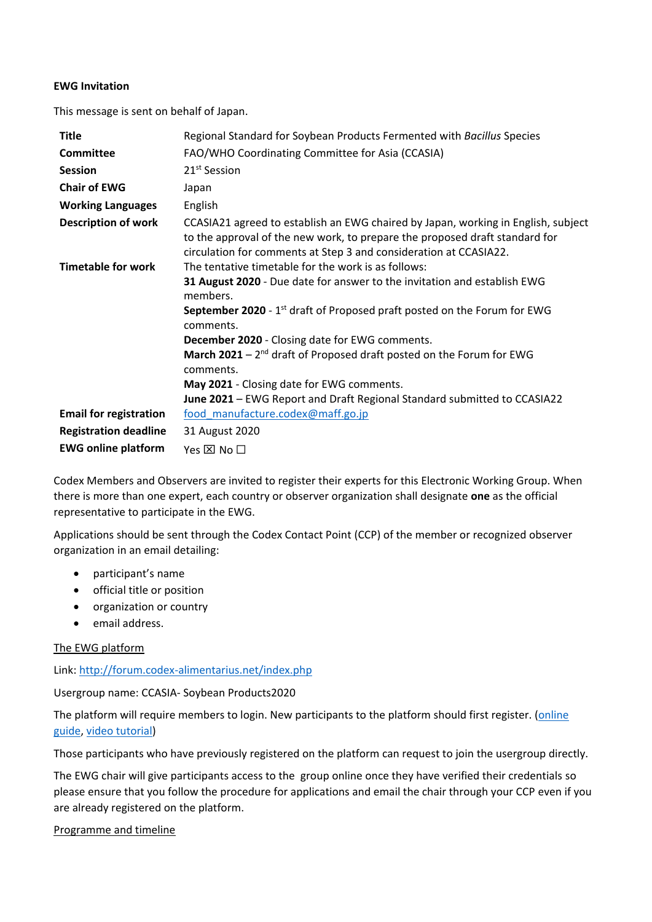**EWG Invitation**

This message is sent on behalf of Japan.

| | |
|---|---|
| **Title** | Regional Standard for Soybean Products Fermented with *Bacillus* Species |
| **Committee** | FAO/WHO Coordinating Committee for Asia (CCASIA) |
| **Session** | 21st Session |
| **Chair of EWG** | Japan |
| **Working Languages** | English |
| **Description of work** | CCASIA21 agreed to establish an EWG chaired by Japan, working in English, subject to the approval of the new work, to prepare the proposed draft standard for circulation for comments at Step 3 and consideration at CCASIA22. |
| **Timetable for work** | The tentative timetable for the work is as follows:<br>**31 August 2020** - Due date for answer to the invitation and establish EWG members.<br>**September 2020** - 1st draft of Proposed praft posted on the Forum for EWG comments.<br>**December 2020** - Closing date for EWG comments.<br>**March 2021** – 2nd draft of Proposed draft posted on the Forum for EWG comments.<br>**May 2021** - Closing date for EWG comments.<br>**June 2021** – EWG Report and Draft Regional Standard submitted to CCASIA22 |
| **Email for registration** | food_manufacture.codex@maff.go.jp |
| **Registration deadline** | 31 August 2020 |
| **EWG online platform** | Yes ☒ No ☐ |

Codex Members and Observers are invited to register their experts for this Electronic Working Group. When there is more than one expert, each country or observer organization shall designate **one** as the official representative to participate in the EWG.

Applications should be sent through the Codex Contact Point (CCP) of the member or recognized observer organization in an email detailing:

- participant's name
- official title or position
- organization or country
- email address.

The EWG platform

Link: http://forum.codex-alimentarius.net/index.php

Usergroup name: CCASIA- Soybean Products2020

The platform will require members to login. New participants to the platform should first register. (online guide, video tutorial)

Those participants who have previously registered on the platform can request to join the usergroup directly.

The EWG chair will give participants access to the group online once they have verified their credentials so please ensure that you follow the procedure for applications and email the chair through your CCP even if you are already registered on the platform.

Programme and timeline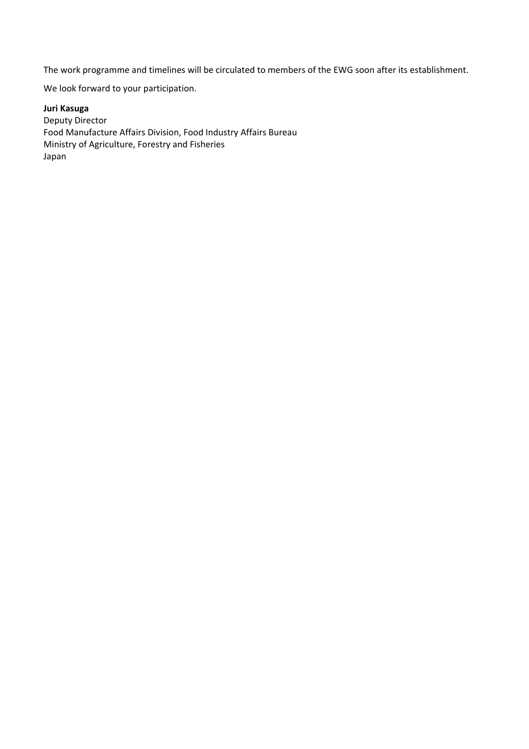The work programme and timelines will be circulated to members of the EWG soon after its establishment.

We look forward to your participation.

**Juri Kasuga**
Deputy Director
Food Manufacture Affairs Division, Food Industry Affairs Bureau
Ministry of Agriculture, Forestry and Fisheries
Japan